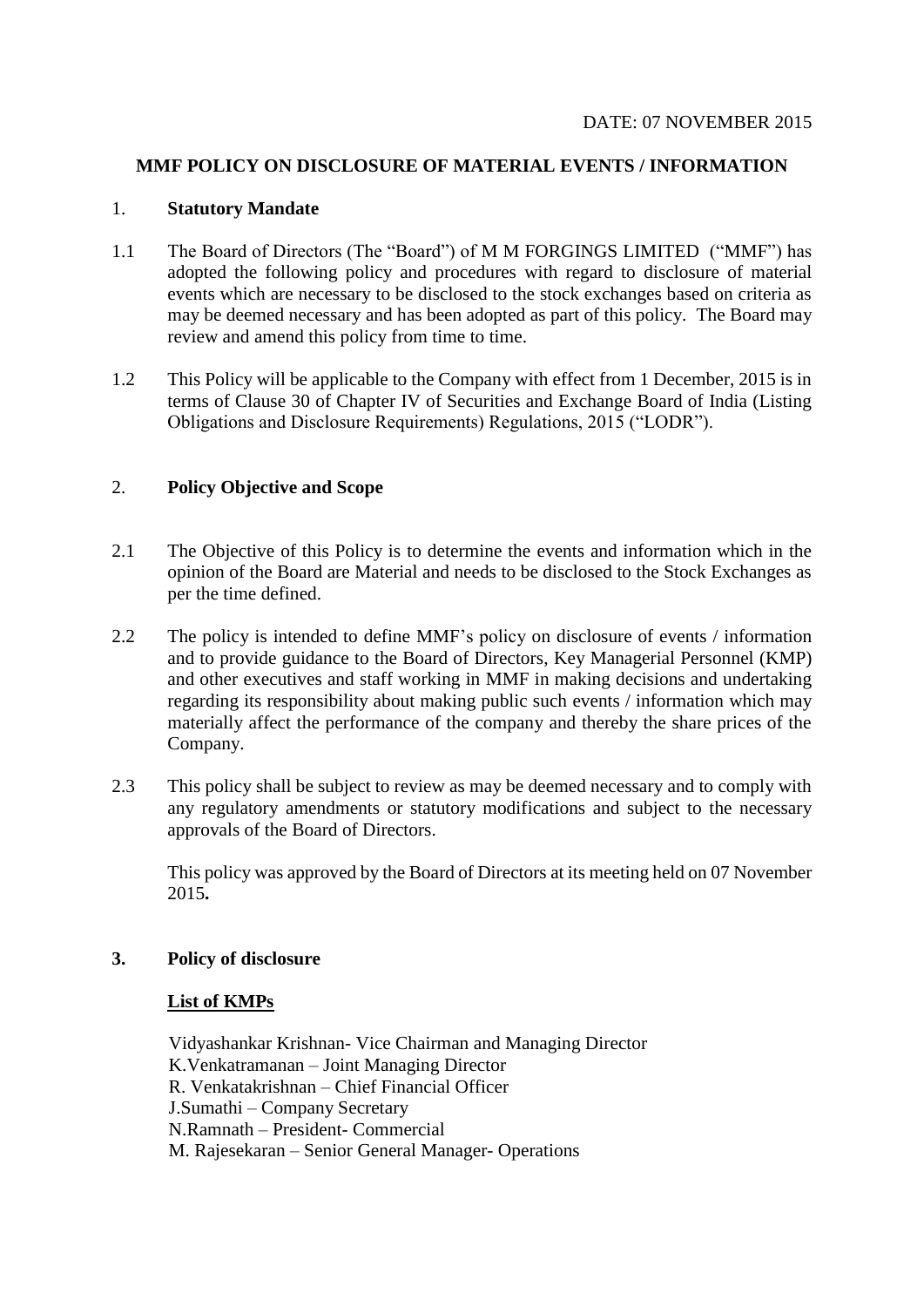DATE: 07 NOVEMBER 2015

# MMF POLICY ON DISCLOSURE OF MATERIAL EVENTS / INFORMATION

## 1. Statutory Mandate

1.1 The Board of Directors (The "Board") of M M FORGINGS LIMITED ("MMF") has adopted the following policy and procedures with regard to disclosure of material events which are necessary to be disclosed to the stock exchanges based on criteria as may be deemed necessary and has been adopted as part of this policy. The Board may review and amend this policy from time to time.

1.2 This Policy will be applicable to the Company with effect from 1 December, 2015 is in terms of Clause 30 of Chapter IV of Securities and Exchange Board of India (Listing Obligations and Disclosure Requirements) Regulations, 2015 ("LODR").

## 2. Policy Objective and Scope

2.1 The Objective of this Policy is to determine the events and information which in the opinion of the Board are Material and needs to be disclosed to the Stock Exchanges as per the time defined.

2.2 The policy is intended to define MMF's policy on disclosure of events / information and to provide guidance to the Board of Directors, Key Managerial Personnel (KMP) and other executives and staff working in MMF in making decisions and undertaking regarding its responsibility about making public such events / information which may materially affect the performance of the company and thereby the share prices of the Company.

2.3 This policy shall be subject to review as may be deemed necessary and to comply with any regulatory amendments or statutory modifications and subject to the necessary approvals of the Board of Directors.

This policy was approved by the Board of Directors at its meeting held on 07 November 2015**.**

## 3. Policy of disclosure

**List of KMPs**

Vidyashankar Krishnan- Vice Chairman and Managing Director
K.Venkatramanan – Joint Managing Director
R. Venkatakrishnan – Chief Financial Officer
J.Sumathi – Company Secretary
N.Ramnath – President- Commercial
M. Rajesekaran – Senior General Manager- Operations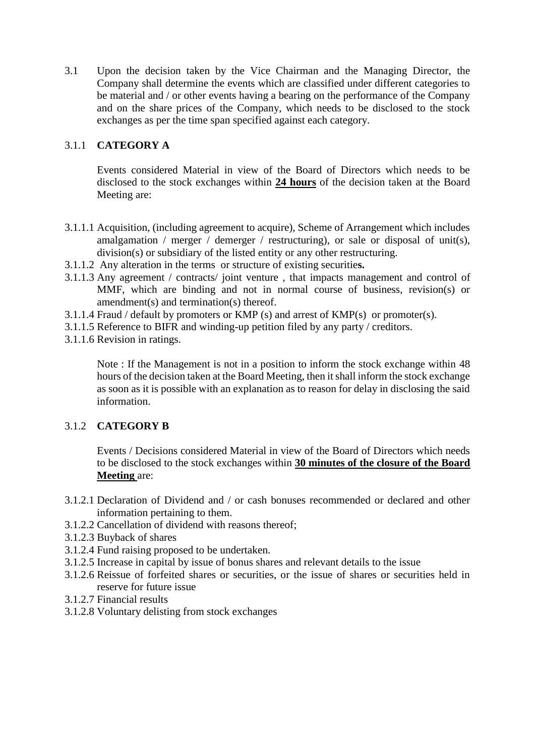3.1 Upon the decision taken by the Vice Chairman and the Managing Director, the Company shall determine the events which are classified under different categories to be material and / or other events having a bearing on the performance of the Company and on the share prices of the Company, which needs to be disclosed to the stock exchanges as per the time span specified against each category.

### 3.1.1 CATEGORY A

Events considered Material in view of the Board of Directors which needs to be disclosed to the stock exchanges within **24 hours** of the decision taken at the Board Meeting are:

3.1.1.1 Acquisition, (including agreement to acquire), Scheme of Arrangement which includes amalgamation / merger / demerger / restructuring), or sale or disposal of unit(s), division(s) or subsidiary of the listed entity or any other restructuring.
3.1.1.2 Any alteration in the terms or structure of existing securitie**s.**
3.1.1.3 Any agreement / contracts/ joint venture , that impacts management and control of MMF, which are binding and not in normal course of business, revision(s) or amendment(s) and termination(s) thereof.
3.1.1.4 Fraud / default by promoters or KMP (s) and arrest of KMP(s) or promoter(s).
3.1.1.5 Reference to BIFR and winding-up petition filed by any party / creditors.
3.1.1.6 Revision in ratings.

Note : If the Management is not in a position to inform the stock exchange within 48 hours of the decision taken at the Board Meeting, then it shall inform the stock exchange as soon as it is possible with an explanation as to reason for delay in disclosing the said information.

### 3.1.2 CATEGORY B

Events / Decisions considered Material in view of the Board of Directors which needs to be disclosed to the stock exchanges within **30 minutes of the closure of the Board Meeting** are:

3.1.2.1 Declaration of Dividend and / or cash bonuses recommended or declared and other information pertaining to them.
3.1.2.2 Cancellation of dividend with reasons thereof;
3.1.2.3 Buyback of shares
3.1.2.4 Fund raising proposed to be undertaken.
3.1.2.5 Increase in capital by issue of bonus shares and relevant details to the issue
3.1.2.6 Reissue of forfeited shares or securities, or the issue of shares or securities held in reserve for future issue
3.1.2.7 Financial results
3.1.2.8 Voluntary delisting from stock exchanges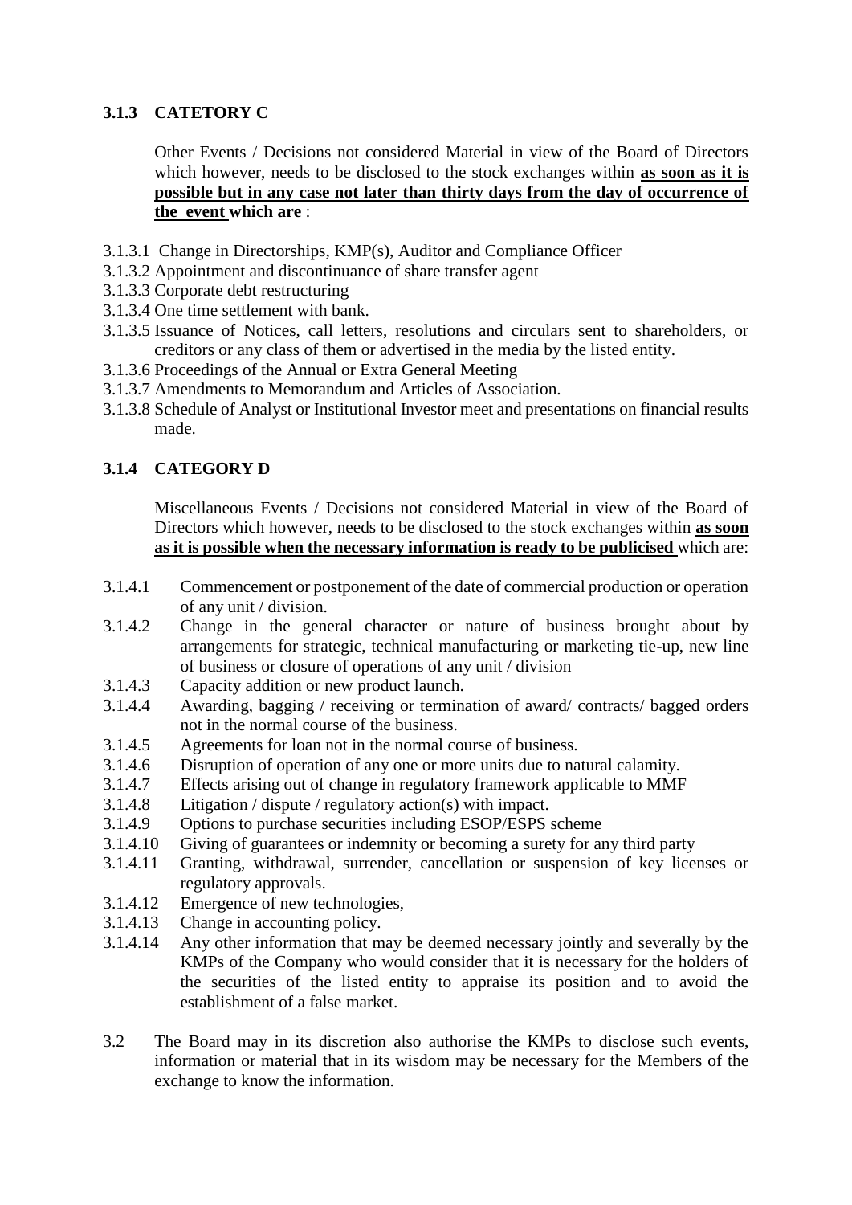### 3.1.3 CATETORY C

Other Events / Decisions not considered Material in view of the Board of Directors which however, needs to be disclosed to the stock exchanges within **as soon as it is possible but in any case not later than thirty days from the day of occurrence of the event which are** :

- 3.1.3.1 Change in Directorships, KMP(s), Auditor and Compliance Officer
- 3.1.3.2 Appointment and discontinuance of share transfer agent
- 3.1.3.3 Corporate debt restructuring
- 3.1.3.4 One time settlement with bank.
- 3.1.3.5 Issuance of Notices, call letters, resolutions and circulars sent to shareholders, or creditors or any class of them or advertised in the media by the listed entity.
- 3.1.3.6 Proceedings of the Annual or Extra General Meeting
- 3.1.3.7 Amendments to Memorandum and Articles of Association.
- 3.1.3.8 Schedule of Analyst or Institutional Investor meet and presentations on financial results made.

### 3.1.4 CATEGORY D

Miscellaneous Events / Decisions not considered Material in view of the Board of Directors which however, needs to be disclosed to the stock exchanges within **as soon as it is possible when the necessary information is ready to be publicised** which are:

- 3.1.4.1 Commencement or postponement of the date of commercial production or operation of any unit / division.
- 3.1.4.2 Change in the general character or nature of business brought about by arrangements for strategic, technical manufacturing or marketing tie-up, new line of business or closure of operations of any unit / division
- 3.1.4.3 Capacity addition or new product launch.
- 3.1.4.4 Awarding, bagging / receiving or termination of award/ contracts/ bagged orders not in the normal course of the business.
- 3.1.4.5 Agreements for loan not in the normal course of business.
- 3.1.4.6 Disruption of operation of any one or more units due to natural calamity.
- 3.1.4.7 Effects arising out of change in regulatory framework applicable to MMF
- 3.1.4.8 Litigation / dispute / regulatory action(s) with impact.
- 3.1.4.9 Options to purchase securities including ESOP/ESPS scheme
- 3.1.4.10 Giving of guarantees or indemnity or becoming a surety for any third party
- 3.1.4.11 Granting, withdrawal, surrender, cancellation or suspension of key licenses or regulatory approvals.
- 3.1.4.12 Emergence of new technologies,
- 3.1.4.13 Change in accounting policy.
- 3.1.4.14 Any other information that may be deemed necessary jointly and severally by the KMPs of the Company who would consider that it is necessary for the holders of the securities of the listed entity to appraise its position and to avoid the establishment of a false market.

3.2 The Board may in its discretion also authorise the KMPs to disclose such events, information or material that in its wisdom may be necessary for the Members of the exchange to know the information.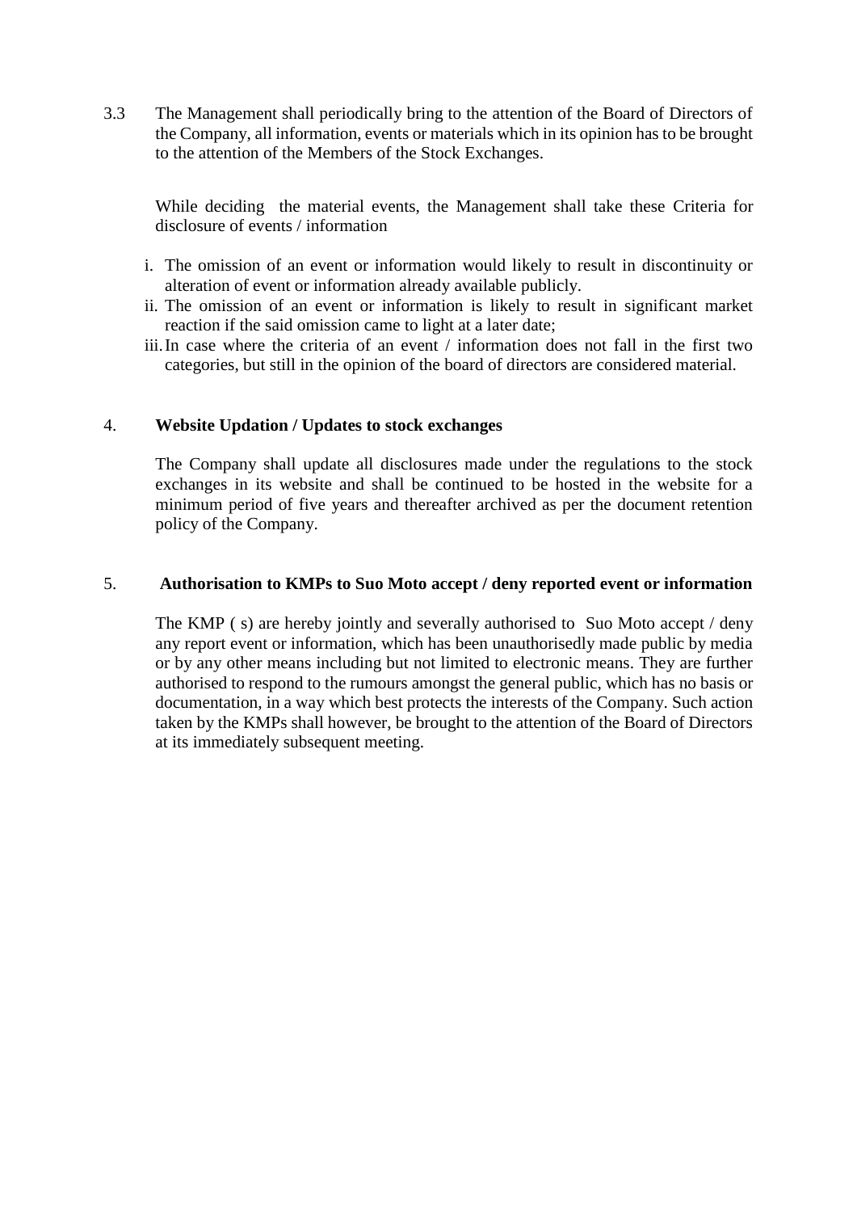3.3 The Management shall periodically bring to the attention of the Board of Directors of the Company, all information, events or materials which in its opinion has to be brought to the attention of the Members of the Stock Exchanges.

While deciding the material events, the Management shall take these Criteria for disclosure of events / information

i. The omission of an event or information would likely to result in discontinuity or alteration of event or information already available publicly.
ii. The omission of an event or information is likely to result in significant market reaction if the said omission came to light at a later date;
iii. In case where the criteria of an event / information does not fall in the first two categories, but still in the opinion of the board of directors are considered material.

## 4. **Website Updation / Updates to stock exchanges**

The Company shall update all disclosures made under the regulations to the stock exchanges in its website and shall be continued to be hosted in the website for a minimum period of five years and thereafter archived as per the document retention policy of the Company.

## 5. **Authorisation to KMPs to Suo Moto accept / deny reported event or information**

The KMP ( s) are hereby jointly and severally authorised to Suo Moto accept / deny any report event or information, which has been unauthorisedly made public by media or by any other means including but not limited to electronic means. They are further authorised to respond to the rumours amongst the general public, which has no basis or documentation, in a way which best protects the interests of the Company. Such action taken by the KMPs shall however, be brought to the attention of the Board of Directors at its immediately subsequent meeting.